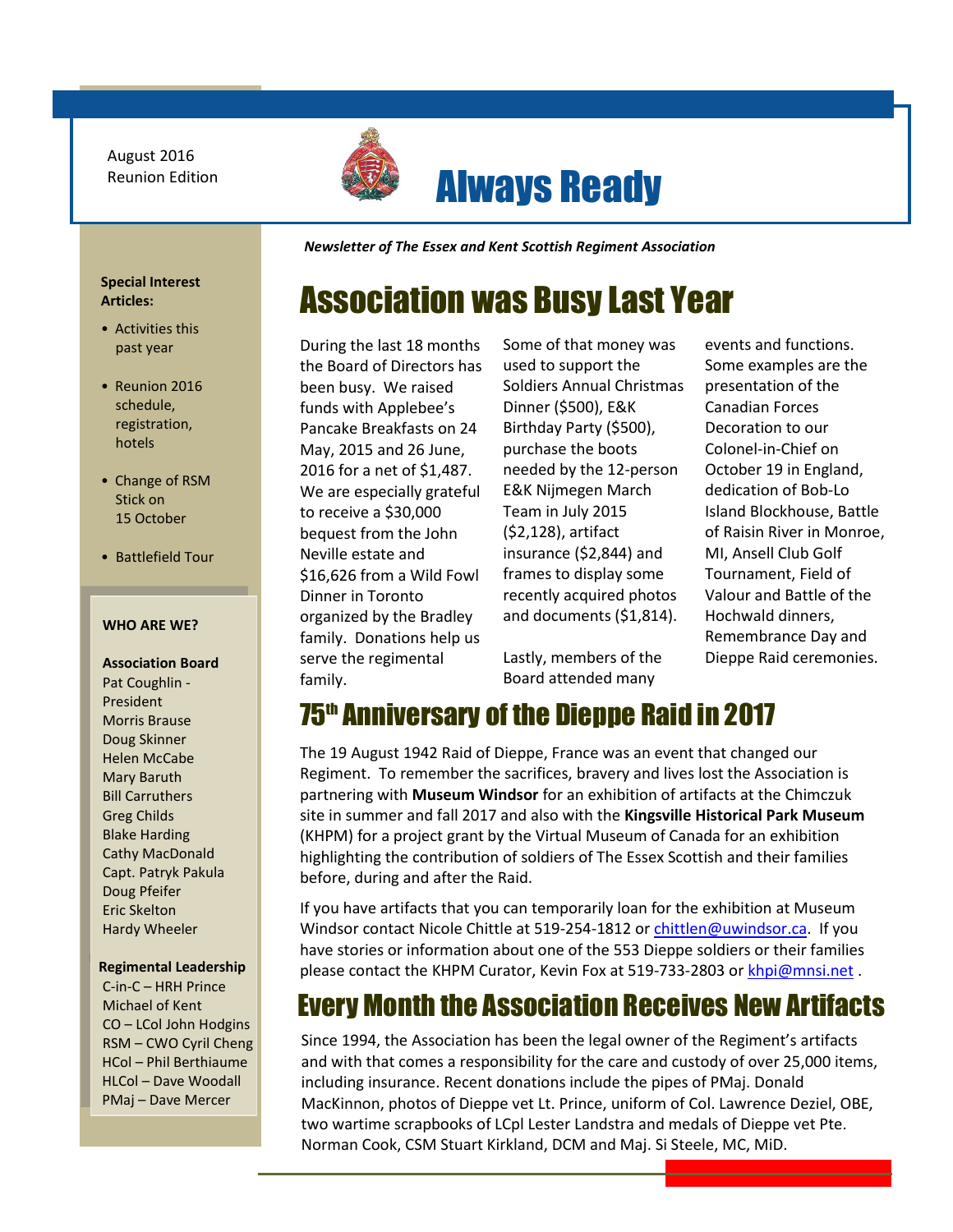August 2016
Reunion Edition

# Always Ready

***Newsletter of The Essex and Kent Scottish Regiment Association***

**Special Interest Articles:**

- Activities this past year
- Reunion 2016 schedule, registration, hotels
- Change of RSM Stick on 15 October
- Battlefield Tour

**WHO ARE WE?**

**Association Board**
Pat Coughlin - President
Morris Brause
Doug Skinner
Helen McCabe
Mary Baruth
Bill Carruthers
Greg Childs
Blake Harding
Cathy MacDonald
Capt. Patryk Pakula
Doug Pfeifer
Eric Skelton
Hardy Wheeler

**Regimental Leadership**
C-in-C – HRH Prince Michael of Kent
CO – LCol John Hodgins
RSM – CWO Cyril Cheng
HCol – Phil Berthiaume
HLCol – Dave Woodall
PMaj – Dave Mercer

## Association was Busy Last Year

During the last 18 months the Board of Directors has been busy. We raised funds with Applebee's Pancake Breakfasts on 24 May, 2015 and 26 June, 2016 for a net of $1,487. We are especially grateful to receive a $30,000 bequest from the John Neville estate and $16,626 from a Wild Fowl Dinner in Toronto organized by the Bradley family. Donations help us serve the regimental family.

Some of that money was used to support the Soldiers Annual Christmas Dinner ($500), E&K Birthday Party ($500), purchase the boots needed by the 12-person E&K Nijmegen March Team in July 2015 ($2,128), artifact insurance ($2,844) and frames to display some recently acquired photos and documents ($1,814).

Lastly, members of the Board attended many events and functions. Some examples are the presentation of the Canadian Forces Decoration to our Colonel-in-Chief on October 19 in England, dedication of Bob-Lo Island Blockhouse, Battle of Raisin River in Monroe, MI, Ansell Club Golf Tournament, Field of Valour and Battle of the Hochwald dinners, Remembrance Day and Dieppe Raid ceremonies.

## 75th Anniversary of the Dieppe Raid in 2017

The 19 August 1942 Raid of Dieppe, France was an event that changed our Regiment. To remember the sacrifices, bravery and lives lost the Association is partnering with **Museum Windsor** for an exhibition of artifacts at the Chimczuk site in summer and fall 2017 and also with the **Kingsville Historical Park Museum** (KHPM) for a project grant by the Virtual Museum of Canada for an exhibition highlighting the contribution of soldiers of The Essex Scottish and their families before, during and after the Raid.

If you have artifacts that you can temporarily loan for the exhibition at Museum Windsor contact Nicole Chittle at 519-254-1812 or chittlen@uwindsor.ca. If you have stories or information about one of the 553 Dieppe soldiers or their families please contact the KHPM Curator, Kevin Fox at 519-733-2803 or khpi@mnsi.net .

## Every Month the Association Receives New Artifacts

Since 1994, the Association has been the legal owner of the Regiment's artifacts and with that comes a responsibility for the care and custody of over 25,000 items, including insurance. Recent donations include the pipes of PMaj. Donald MacKinnon, photos of Dieppe vet Lt. Prince, uniform of Col. Lawrence Deziel, OBE, two wartime scrapbooks of LCpl Lester Landstra and medals of Dieppe vet Pte. Norman Cook, CSM Stuart Kirkland, DCM and Maj. Si Steele, MC, MiD.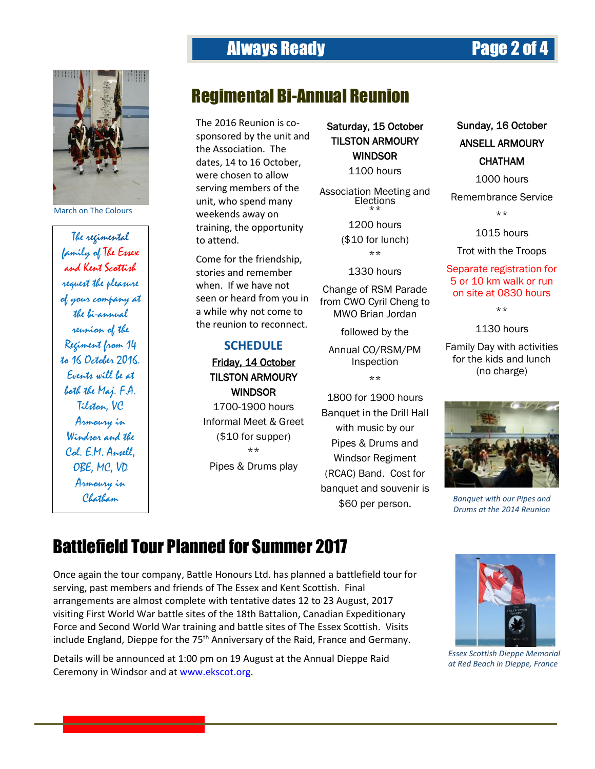## Regimental Bi-Annual Reunion

March on The Colours

*The regimental family of The Essex and Kent Scottish request the pleasure of your company at the bi-annual reunion of the Regiment from 14 to 16 October 2016. Events will be at both the Maj. F.A. Tilston, VC Armoury in Windsor and the Col. E.M. Ansell, OBE, MC, VD Armoury in Chatham*

The 2016 Reunion is co-sponsored by the unit and the Association. The dates, 14 to 16 October, were chosen to allow serving members of the unit, who spend many weekends away on training, the opportunity to attend.

Come for the friendship, stories and remember when. If we have not seen or heard from you in a while why not come to the reunion to reconnect.

### SCHEDULE

**Friday, 14 October**
TILSTON ARMOURY
WINDSOR

1700-1900 hours
Informal Meet & Greet
($10 for supper)

**

Pipes & Drums play

**Saturday, 15 October**
TILSTON ARMOURY
WINDSOR

1100 hours
Association Meeting and Elections

**

1200 hours
($10 for lunch)

**

1330 hours
Change of RSM Parade from CWO Cyril Cheng to MWO Brian Jordan

followed by the

Annual CO/RSM/PM Inspection

**

1800 for 1900 hours
Banquet in the Drill Hall with music by our Pipes & Drums and Windsor Regiment (RCAC) Band. Cost for banquet and souvenir is $60 per person.

**Sunday, 16 October**
ANSELL ARMOURY
CHATHAM

1000 hours
Remembrance Service

**

1015 hours
Trot with the Troops

Separate registration for 5 or 10 km walk or run on site at 0830 hours

**

1130 hours
Family Day with activities for the kids and lunch (no charge)

*Banquet with our Pipes and Drums at the 2014 Reunion*

## Battlefield Tour Planned for Summer 2017

Once again the tour company, Battle Honours Ltd. has planned a battlefield tour for serving, past members and friends of The Essex and Kent Scottish. Final arrangements are almost complete with tentative dates 12 to 23 August, 2017 visiting First World War battle sites of the 18th Battalion, Canadian Expeditionary Force and Second World War training and battle sites of The Essex Scottish. Visits include England, Dieppe for the 75th Anniversary of the Raid, France and Germany.

Details will be announced at 1:00 pm on 19 August at the Annual Dieppe Raid Ceremony in Windsor and at www.ekscot.org.

*Essex Scottish Dieppe Memorial at Red Beach in Dieppe, France*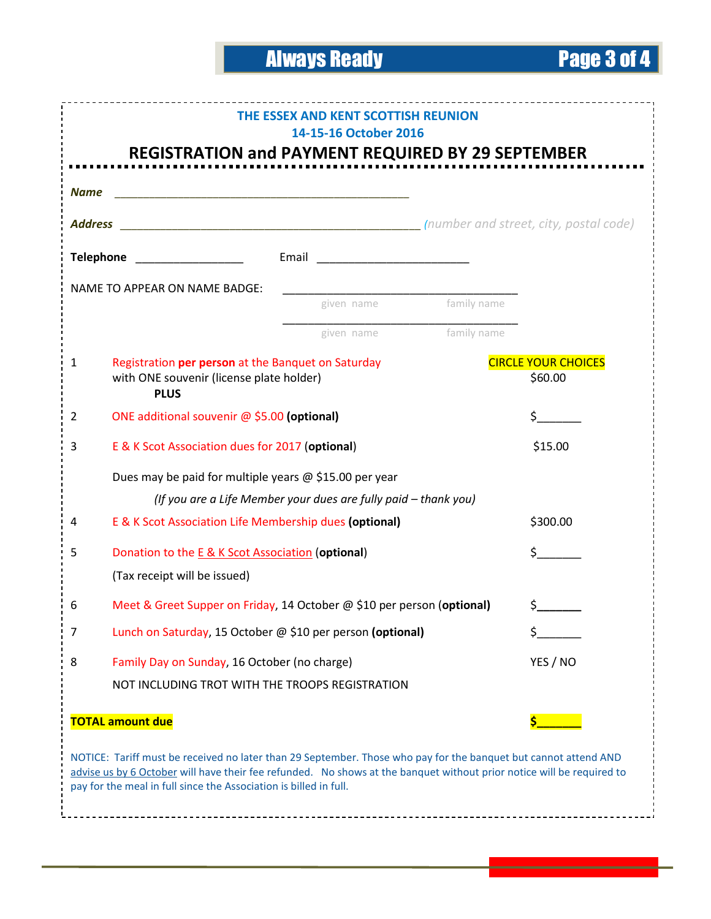## THE ESSEX AND KENT SCOTTISH REUNION

### 14-15-16 October 2016

## REGISTRATION and PAYMENT REQUIRED BY 29 SEPTEMBER

***Name*** ________________________________________________

***Address*** ________________________________________________ *(number and street, city, postal code)*

**Telephone** _________________ Email ________________________

NAME TO APPEAR ON NAME BADGE: ______________________________________

given name family name

______________________________________

given name family name

| | | CIRCLE YOUR CHOICES |
|---|---|---|
| 1 | Registration **per person** at the Banquet on Saturday with ONE souvenir (license plate holder) **PLUS** | $60.00 |
| 2 | ONE additional souvenir @ $5.00 **(optional)** | $_______ |
| 3 | E & K Scot Association dues for 2017 (**optional**) | $15.00 |
| | Dues may be paid for multiple years @ $15.00 per year *(If you are a Life Member your dues are fully paid – thank you)* | |
| 4 | E & K Scot Association Life Membership dues **(optional)** | $300.00 |
| 5 | Donation to the E & K Scot Association (**optional**) (Tax receipt will be issued) | $_______ |
| 6 | Meet & Greet Supper on Friday, 14 October @ $10 per person (**optional**) | $_______ |
| 7 | Lunch on Saturday, 15 October @ $10 per person **(optional)** | $_______ |
| 8 | Family Day on Sunday, 16 October (no charge) NOT INCLUDING TROT WITH THE TROOPS REGISTRATION | YES / NO |

**TOTAL amount due** **$_______**

NOTICE: Tariff must be received no later than 29 September. Those who pay for the banquet but cannot attend AND advise us by 6 October will have their fee refunded. No shows at the banquet without prior notice will be required to pay for the meal in full since the Association is billed in full.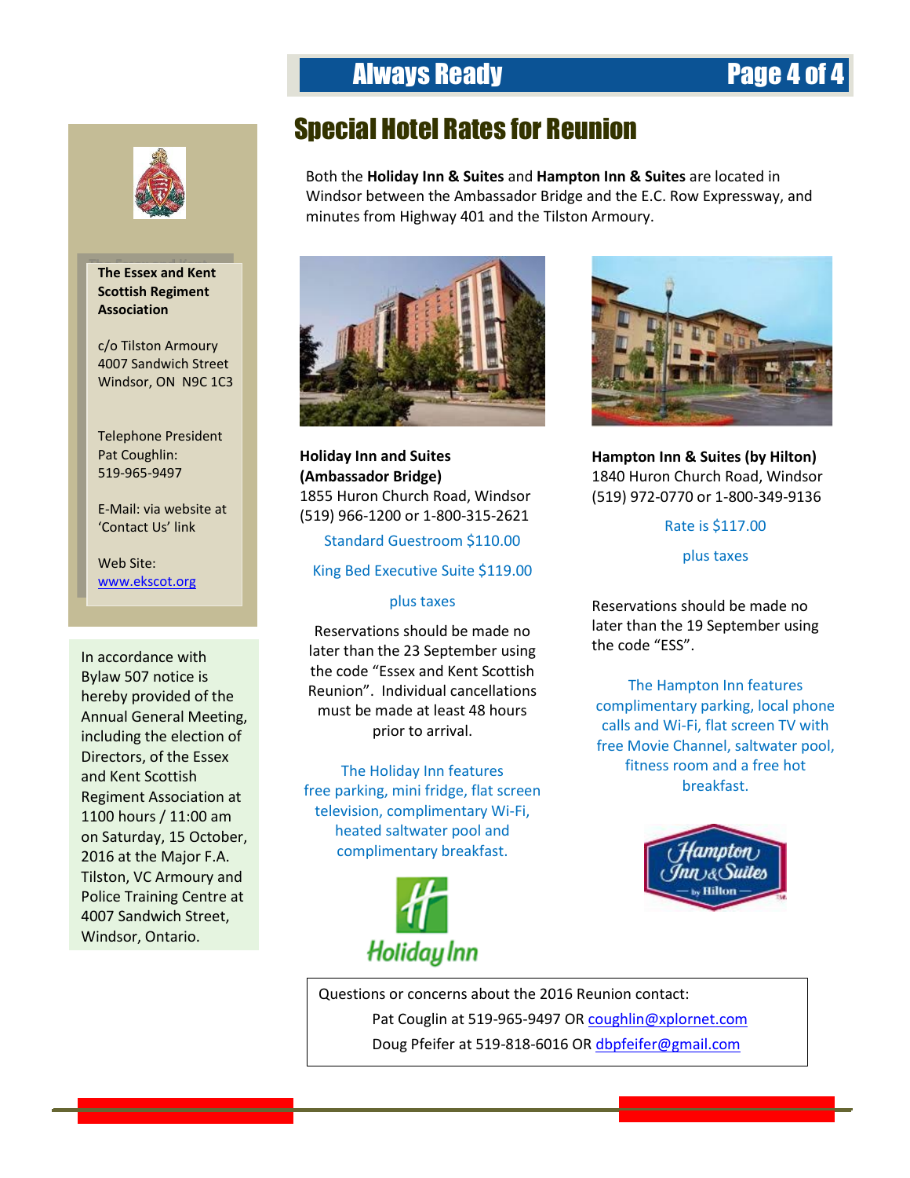# Special Hotel Rates for Reunion

Both the **Holiday Inn & Suites** and **Hampton Inn & Suites** are located in Windsor between the Ambassador Bridge and the E.C. Row Expressway, and minutes from Highway 401 and the Tilston Armoury.

**Holiday Inn and Suites (Ambassador Bridge)**
1855 Huron Church Road, Windsor
(519) 966-1200 or 1-800-315-2621

Standard Guestroom $110.00

King Bed Executive Suite $119.00

plus taxes

Reservations should be made no later than the 23 September using the code "Essex and Kent Scottish Reunion". Individual cancellations must be made at least 48 hours prior to arrival.

The Holiday Inn features free parking, mini fridge, flat screen television, complimentary Wi-Fi, heated saltwater pool and complimentary breakfast.

**Hampton Inn & Suites (by Hilton)**
1840 Huron Church Road, Windsor
(519) 972-0770 or 1-800-349-9136

Rate is $117.00

plus taxes

Reservations should be made no later than the 19 September using the code "ESS".

The Hampton Inn features complimentary parking, local phone calls and Wi-Fi, flat screen TV with free Movie Channel, saltwater pool, fitness room and a free hot breakfast.

Questions or concerns about the 2016 Reunion contact:

Pat Couglin at 519-965-9497 OR coughlin@xplornet.com

Doug Pfeifer at 519-818-6016 OR dbpfeifer@gmail.com

---

**The Essex and Kent Scottish Regiment Association**

c/o Tilston Armoury
4007 Sandwich Street
Windsor, ON N9C 1C3

Telephone President Pat Coughlin: 519-965-9497

E-Mail: via website at 'Contact Us' link

Web Site: www.ekscot.org

In accordance with Bylaw 507 notice is hereby provided of the Annual General Meeting, including the election of Directors, of the Essex and Kent Scottish Regiment Association at 1100 hours / 11:00 am on Saturday, 15 October, 2016 at the Major F.A. Tilston, VC Armoury and Police Training Centre at 4007 Sandwich Street, Windsor, Ontario.